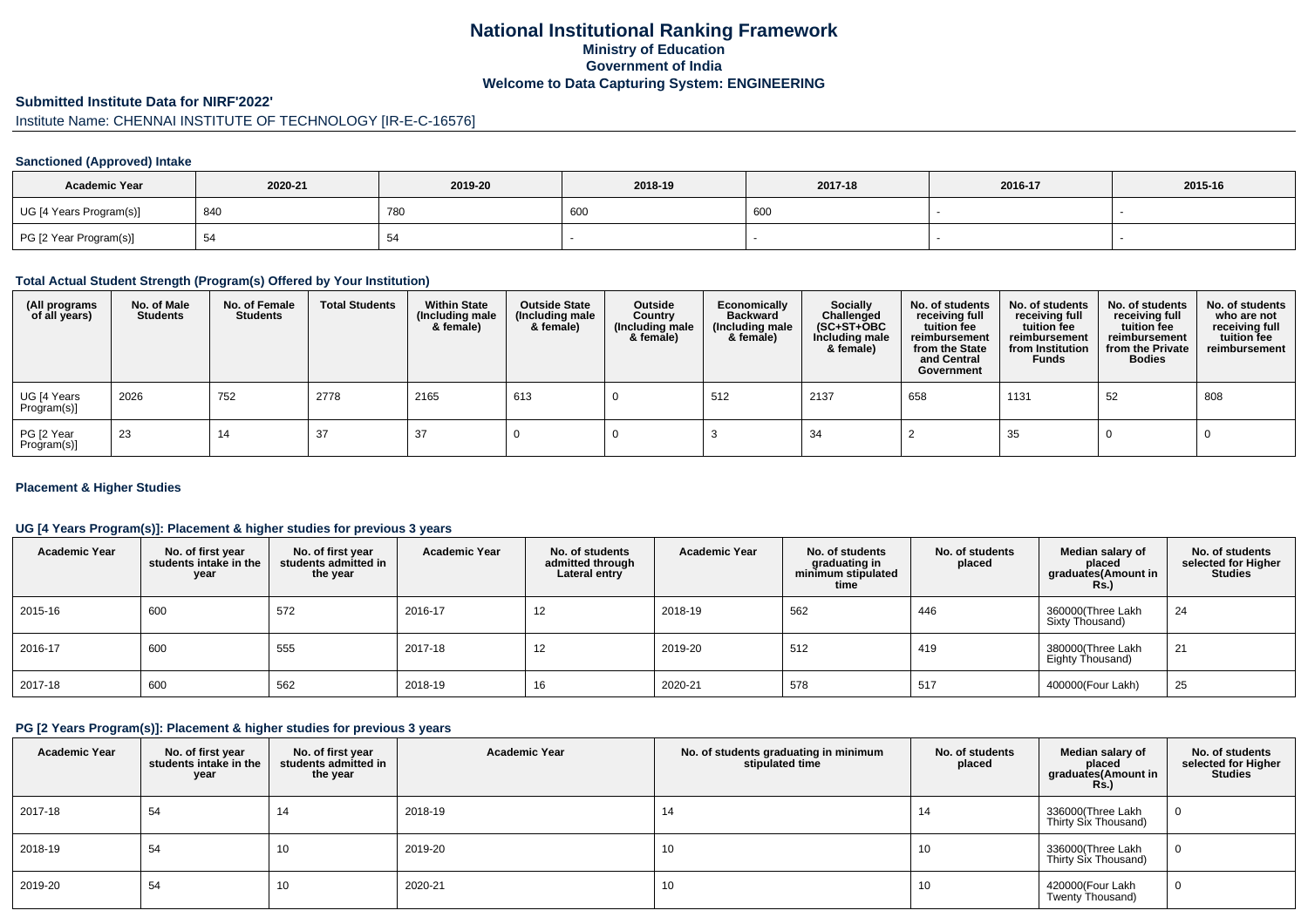# National Institutional Ranking Framework
## Ministry of Education
## Government of India
## Welcome to Data Capturing System: ENGINEERING

### Submitted Institute Data for NIRF'2022'

Institute Name: CHENNAI INSTITUTE OF TECHNOLOGY [IR-E-C-16576]

#### Sanctioned (Approved) Intake

| Academic Year | 2020-21 | 2019-20 | 2018-19 | 2017-18 | 2016-17 | 2015-16 |
|---|---|---|---|---|---|---|
| UG [4 Years Program(s)] | 840 | 780 | 600 | 600 | - | - |
| PG [2 Year Program(s)] | 54 | 54 | - | - | - | - |

#### Total Actual Student Strength (Program(s) Offered by Your Institution)

| (All programs of all years) | No. of Male Students | No. of Female Students | Total Students | Within State (Including male & female) | Outside State (Including male & female) | Outside Country (Including male & female) | Economically Backward (Including male & female) | Socially Challenged (SC+ST+OBC Including male & female) | No. of students receiving full tuition fee reimbursement from the State and Central Government | No. of students receiving full tuition fee reimbursement from Institution Funds | No. of students receiving full tuition fee reimbursement from the Private Bodies | No. of students who are not receiving full tuition fee reimbursement |
|---|---|---|---|---|---|---|---|---|---|---|---|---|
| UG [4 Years Program(s)] | 2026 | 752 | 2778 | 2165 | 613 | 0 | 512 | 2137 | 658 | 1131 | 52 | 808 |
| PG [2 Year Program(s)] | 23 | 14 | 37 | 37 | 0 | 0 | 3 | 34 | 2 | 35 | 0 | 0 |

#### Placement & Higher Studies

#### UG [4 Years Program(s)]: Placement & higher studies for previous 3 years

| Academic Year | No. of first year students intake in the year | No. of first year students admitted in the year | Academic Year | No. of students admitted through Lateral entry | Academic Year | No. of students graduating in minimum stipulated time | No. of students placed | Median salary of placed graduates(Amount in Rs.) | No. of students selected for Higher Studies |
|---|---|---|---|---|---|---|---|---|---|
| 2015-16 | 600 | 572 | 2016-17 | 12 | 2018-19 | 562 | 446 | 360000(Three Lakh Sixty Thousand) | 24 |
| 2016-17 | 600 | 555 | 2017-18 | 12 | 2019-20 | 512 | 419 | 380000(Three Lakh Eighty Thousand) | 21 |
| 2017-18 | 600 | 562 | 2018-19 | 16 | 2020-21 | 578 | 517 | 400000(Four Lakh) | 25 |

#### PG [2 Years Program(s)]: Placement & higher studies for previous 3 years

| Academic Year | No. of first year students intake in the year | No. of first year students admitted in the year | Academic Year | No. of students graduating in minimum stipulated time | No. of students placed | Median salary of placed graduates(Amount in Rs.) | No. of students selected for Higher Studies |
|---|---|---|---|---|---|---|---|
| 2017-18 | 54 | 14 | 2018-19 | 14 | 14 | 336000(Three Lakh Thirty Six Thousand) | 0 |
| 2018-19 | 54 | 10 | 2019-20 | 10 | 10 | 336000(Three Lakh Thirty Six Thousand) | 0 |
| 2019-20 | 54 | 10 | 2020-21 | 10 | 10 | 420000(Four Lakh Twenty Thousand) | 0 |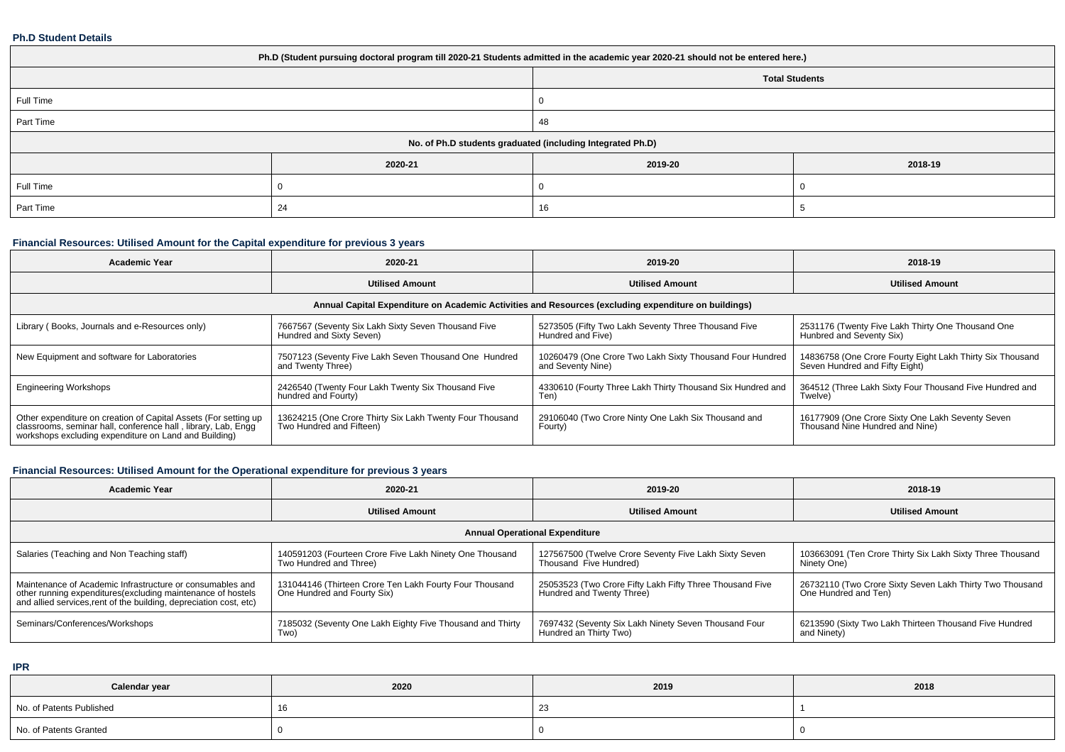### Ph.D Student Details

| Ph.D (Student pursuing doctoral program till 2020-21 Students admitted in the academic year 2020-21 should not be entered here.) | | | |
|---|---|---|---|
| | Total Students | | |
| Full Time | 0 | | |
| Part Time | 48 | | |
| No. of Ph.D students graduated (including Integrated Ph.D) | | | |
| | 2020-21 | 2019-20 | 2018-19 |
| Full Time | 0 | 0 | 0 |
| Part Time | 24 | 16 | 5 |

### Financial Resources: Utilised Amount for the Capital expenditure for previous 3 years

| Academic Year | 2020-21 | 2019-20 | 2018-19 |
|---|---|---|---|
| | Utilised Amount | Utilised Amount | Utilised Amount |
| Annual Capital Expenditure on Academic Activities and Resources (excluding expenditure on buildings) | | | |
| Library ( Books, Journals and e-Resources only) | 7667567 (Seventy Six Lakh Sixty Seven Thousand Five Hundred and Sixty Seven) | 5273505 (Fifty Two Lakh Seventy Three Thousand Five Hundred and Five) | 2531176 (Twenty Five Lakh Thirty One Thousand One Hunbred and Seventy Six) |
| New Equipment and software for Laboratories | 7507123 (Seventy Five Lakh Seven Thousand One Hundred and Twenty Three) | 10260479 (One Crore Two Lakh Sixty Thousand Four Hundred and Seventy Nine) | 14836758 (One Crore Fourty Eight Lakh Thirty Six Thousand Seven Hundred and Fifty Eight) |
| Engineering Workshops | 2426540 (Twenty Four Lakh Twenty Six Thousand Five hundred and Fourty) | 4330610 (Fourty Three Lakh Thirty Thousand Six Hundred and Ten) | 364512 (Three Lakh Sixty Four Thousand Five Hundred and Twelve) |
| Other expenditure on creation of Capital Assets (For setting up classrooms, seminar hall, conference hall , library, Lab, Engg workshops excluding expenditure on Land and Building) | 13624215 (One Crore Thirty Six Lakh Twenty Four Thousand Two Hundred and Fifteen) | 29106040 (Two Crore Ninty One Lakh Six Thousand and Fourty) | 16177909 (One Crore Sixty One Lakh Seventy Seven Thousand Nine Hundred and Nine) |

### Financial Resources: Utilised Amount for the Operational expenditure for previous 3 years

| Academic Year | 2020-21 | 2019-20 | 2018-19 |
|---|---|---|---|
| | Utilised Amount | Utilised Amount | Utilised Amount |
| Annual Operational Expenditure | | | |
| Salaries (Teaching and Non Teaching staff) | 140591203 (Fourteen Crore Five Lakh Ninety One Thousand Two Hundred and Three) | 127567500 (Twelve Crore Seventy Five Lakh Sixty Seven Thousand Five Hundred) | 103663091 (Ten Crore Thirty Six Lakh Sixty Three Thousand Ninety One) |
| Maintenance of Academic Infrastructure or consumables and other running expenditures(excluding maintenance of hostels and allied services,rent of the building, depreciation cost, etc) | 131044146 (Thirteen Crore Ten Lakh Fourty Four Thousand One Hundred and Fourty Six) | 25053523 (Two Crore Fifty Lakh Fifty Three Thousand Five Hundred and Twenty Three) | 26732110 (Two Crore Sixty Seven Lakh Thirty Two Thousand One Hundred and Ten) |
| Seminars/Conferences/Workshops | 7185032 (Seventy One Lakh Eighty Five Thousand and Thirty Two) | 7697432 (Seventy Six Lakh Ninety Seven Thousand Four Hundred an Thirty Two) | 6213590 (Sixty Two Lakh Thirteen Thousand Five Hundred and Ninety) |

### IPR

| Calendar year | 2020 | 2019 | 2018 |
|---|---|---|---|
| No. of Patents Published | 16 | 23 | 1 |
| No. of Patents Granted | 0 | 0 | 0 |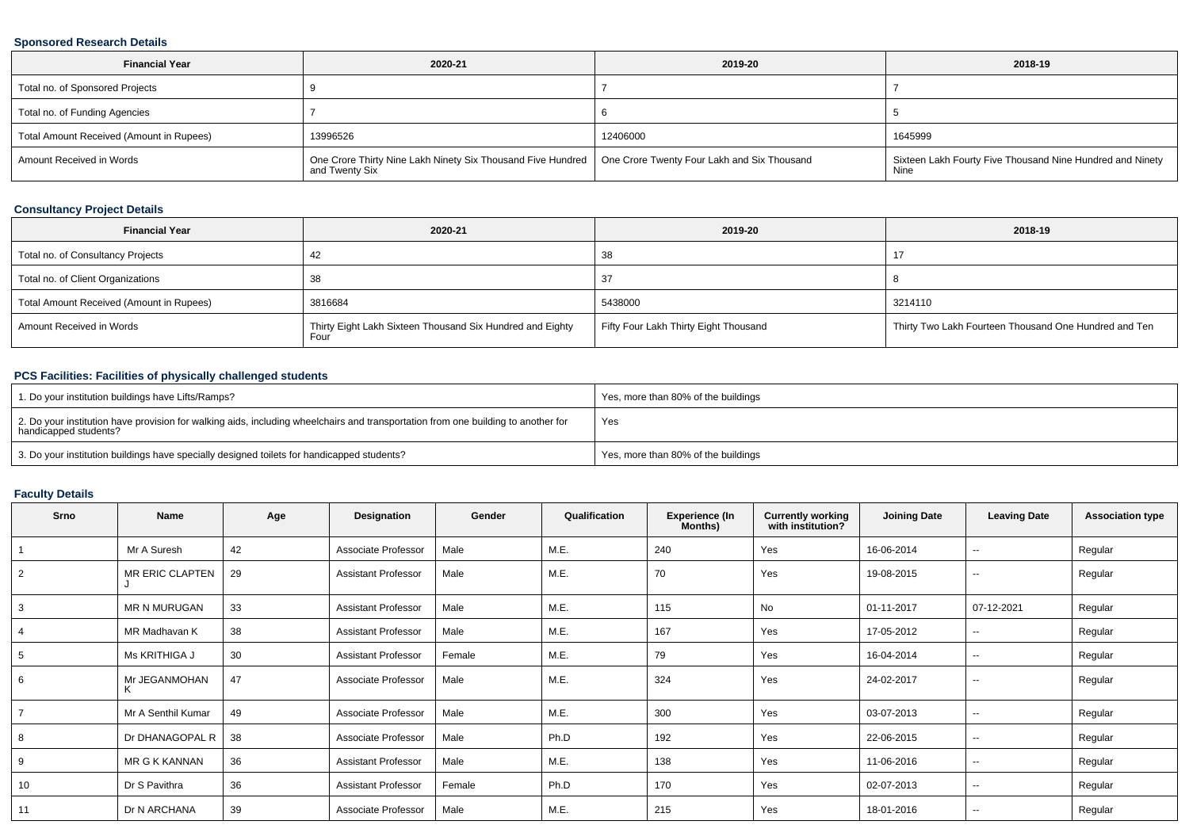### Sponsored Research Details

| Financial Year | 2020-21 | 2019-20 | 2018-19 |
|---|---|---|---|
| Total no. of Sponsored Projects | 9 | 7 | 7 |
| Total no. of Funding Agencies | 7 | 6 | 5 |
| Total Amount Received (Amount in Rupees) | 13996526 | 12406000 | 1645999 |
| Amount Received in Words | One Crore Thirty Nine Lakh Ninety Six Thousand Five Hundred and Twenty Six | One Crore Twenty Four Lakh and Six Thousand | Sixteen Lakh Fourty Five Thousand Nine Hundred and Ninety Nine |

### Consultancy Project Details

| Financial Year | 2020-21 | 2019-20 | 2018-19 |
|---|---|---|---|
| Total no. of Consultancy Projects | 42 | 38 | 17 |
| Total no. of Client Organizations | 38 | 37 | 8 |
| Total Amount Received (Amount in Rupees) | 3816684 | 5438000 | 3214110 |
| Amount Received in Words | Thirty Eight Lakh Sixteen Thousand Six Hundred and Eighty Four | Fifty Four Lakh Thirty Eight Thousand | Thirty Two Lakh Fourteen Thousand One Hundred and Ten |

### PCS Facilities: Facilities of physically challenged students

| | |
|---|---|
| 1. Do your institution buildings have Lifts/Ramps? | Yes, more than 80% of the buildings |
| 2. Do your institution have provision for walking aids, including wheelchairs and transportation from one building to another for handicapped students? | Yes |
| 3. Do your institution buildings have specially designed toilets for handicapped students? | Yes, more than 80% of the buildings |

### Faculty Details

| Srno | Name | Age | Designation | Gender | Qualification | Experience (In Months) | Currently working with institution? | Joining Date | Leaving Date | Association type |
|---|---|---|---|---|---|---|---|---|---|---|
| 1 | Mr A Suresh | 42 | Associate Professor | Male | M.E. | 240 | Yes | 16-06-2014 | -- | Regular |
| 2 | MR ERIC CLAPTEN J | 29 | Assistant Professor | Male | M.E. | 70 | Yes | 19-08-2015 | -- | Regular |
| 3 | MR N MURUGAN | 33 | Assistant Professor | Male | M.E. | 115 | No | 01-11-2017 | 07-12-2021 | Regular |
| 4 | MR Madhavan K | 38 | Assistant Professor | Male | M.E. | 167 | Yes | 17-05-2012 | -- | Regular |
| 5 | Ms KRITHIGA J | 30 | Assistant Professor | Female | M.E. | 79 | Yes | 16-04-2014 | -- | Regular |
| 6 | Mr JEGANMOHAN K | 47 | Associate Professor | Male | M.E. | 324 | Yes | 24-02-2017 | -- | Regular |
| 7 | Mr A Senthil Kumar | 49 | Associate Professor | Male | M.E. | 300 | Yes | 03-07-2013 | -- | Regular |
| 8 | Dr DHANAGOPAL R | 38 | Associate Professor | Male | Ph.D | 192 | Yes | 22-06-2015 | -- | Regular |
| 9 | MR G K KANNAN | 36 | Assistant Professor | Male | M.E. | 138 | Yes | 11-06-2016 | -- | Regular |
| 10 | Dr S Pavithra | 36 | Assistant Professor | Female | Ph.D | 170 | Yes | 02-07-2013 | -- | Regular |
| 11 | Dr N ARCHANA | 39 | Associate Professor | Male | M.E. | 215 | Yes | 18-01-2016 | -- | Regular |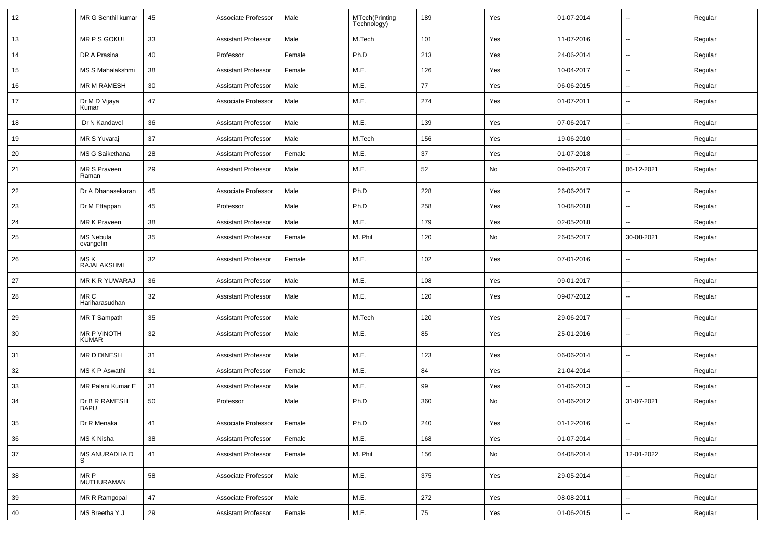| 12 | MR G Senthil kumar | 45 | Associate Professor | Male | MTech(Printing Technology) | 189 | Yes | 01-07-2014 | -- | Regular |
|---|---|---|---|---|---|---|---|---|---|---|
| 13 | MR P S GOKUL | 33 | Assistant Professor | Male | M.Tech | 101 | Yes | 11-07-2016 | -- | Regular |
| 14 | DR A Prasina | 40 | Professor | Female | Ph.D | 213 | Yes | 24-06-2014 | -- | Regular |
| 15 | MS S Mahalakshmi | 38 | Assistant Professor | Female | M.E. | 126 | Yes | 10-04-2017 | -- | Regular |
| 16 | MR M RAMESH | 30 | Assistant Professor | Male | M.E. | 77 | Yes | 06-06-2015 | -- | Regular |
| 17 | Dr M D Vijaya Kumar | 47 | Associate Professor | Male | M.E. | 274 | Yes | 01-07-2011 | -- | Regular |
| 18 | Dr N Kandavel | 36 | Assistant Professor | Male | M.E. | 139 | Yes | 07-06-2017 | -- | Regular |
| 19 | MR S Yuvaraj | 37 | Assistant Professor | Male | M.Tech | 156 | Yes | 19-06-2010 | -- | Regular |
| 20 | MS G Saikethana | 28 | Assistant Professor | Female | M.E. | 37 | Yes | 01-07-2018 | -- | Regular |
| 21 | MR S Praveen Raman | 29 | Assistant Professor | Male | M.E. | 52 | No | 09-06-2017 | 06-12-2021 | Regular |
| 22 | Dr A Dhanasekaran | 45 | Associate Professor | Male | Ph.D | 228 | Yes | 26-06-2017 | -- | Regular |
| 23 | Dr M Ettappan | 45 | Professor | Male | Ph.D | 258 | Yes | 10-08-2018 | -- | Regular |
| 24 | MR K Praveen | 38 | Assistant Professor | Male | M.E. | 179 | Yes | 02-05-2018 | -- | Regular |
| 25 | MS Nebula evangelin | 35 | Assistant Professor | Female | M. Phil | 120 | No | 26-05-2017 | 30-08-2021 | Regular |
| 26 | MS K RAJALAKSHMI | 32 | Assistant Professor | Female | M.E. | 102 | Yes | 07-01-2016 | -- | Regular |
| 27 | MR K R YUWARAJ | 36 | Assistant Professor | Male | M.E. | 108 | Yes | 09-01-2017 | -- | Regular |
| 28 | MR C Hariharasudhan | 32 | Assistant Professor | Male | M.E. | 120 | Yes | 09-07-2012 | -- | Regular |
| 29 | MR T Sampath | 35 | Assistant Professor | Male | M.Tech | 120 | Yes | 29-06-2017 | -- | Regular |
| 30 | MR P VINOTH KUMAR | 32 | Assistant Professor | Male | M.E. | 85 | Yes | 25-01-2016 | -- | Regular |
| 31 | MR D DINESH | 31 | Assistant Professor | Male | M.E. | 123 | Yes | 06-06-2014 | -- | Regular |
| 32 | MS K P Aswathi | 31 | Assistant Professor | Female | M.E. | 84 | Yes | 21-04-2014 | -- | Regular |
| 33 | MR Palani Kumar E | 31 | Assistant Professor | Male | M.E. | 99 | Yes | 01-06-2013 | -- | Regular |
| 34 | Dr B R RAMESH BAPU | 50 | Professor | Male | Ph.D | 360 | No | 01-06-2012 | 31-07-2021 | Regular |
| 35 | Dr R Menaka | 41 | Associate Professor | Female | Ph.D | 240 | Yes | 01-12-2016 | -- | Regular |
| 36 | MS K Nisha | 38 | Assistant Professor | Female | M.E. | 168 | Yes | 01-07-2014 | -- | Regular |
| 37 | MS ANURADHA D S | 41 | Assistant Professor | Female | M. Phil | 156 | No | 04-08-2014 | 12-01-2022 | Regular |
| 38 | MR P MUTHURAMAN | 58 | Associate Professor | Male | M.E. | 375 | Yes | 29-05-2014 | -- | Regular |
| 39 | MR R Ramgopal | 47 | Associate Professor | Male | M.E. | 272 | Yes | 08-08-2011 | -- | Regular |
| 40 | MS Breetha Y J | 29 | Assistant Professor | Female | M.E. | 75 | Yes | 01-06-2015 | -- | Regular |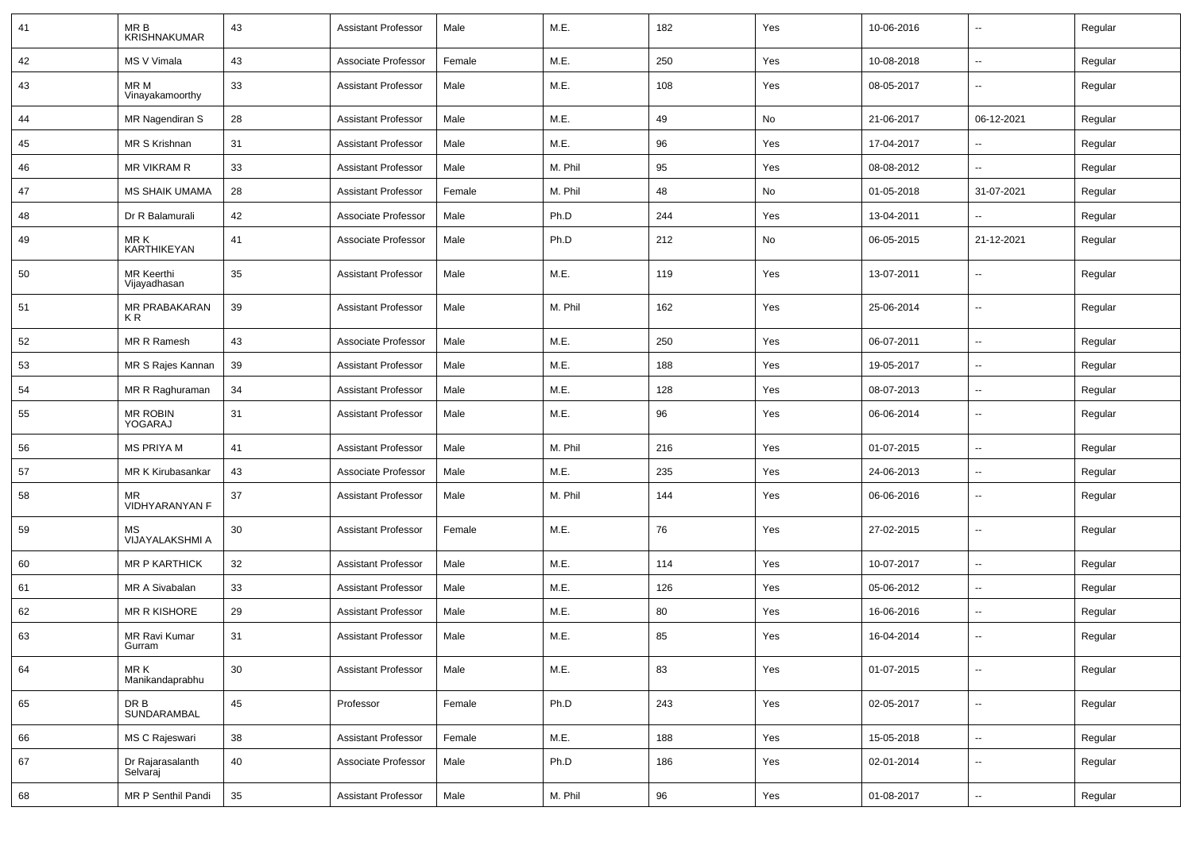| 41 | MR B KRISHNAKUMAR | 43 | Assistant Professor | Male | M.E. | 182 | Yes | 10-06-2016 | -- | Regular |
|---|---|---|---|---|---|---|---|---|---|---|
| 42 | MS V Vimala | 43 | Associate Professor | Female | M.E. | 250 | Yes | 10-08-2018 | -- | Regular |
| 43 | MR M Vinayakamoorthy | 33 | Assistant Professor | Male | M.E. | 108 | Yes | 08-05-2017 | -- | Regular |
| 44 | MR Nagendiran S | 28 | Assistant Professor | Male | M.E. | 49 | No | 21-06-2017 | 06-12-2021 | Regular |
| 45 | MR S Krishnan | 31 | Assistant Professor | Male | M.E. | 96 | Yes | 17-04-2017 | -- | Regular |
| 46 | MR VIKRAM R | 33 | Assistant Professor | Male | M. Phil | 95 | Yes | 08-08-2012 | -- | Regular |
| 47 | MS SHAIK UMAMA | 28 | Assistant Professor | Female | M. Phil | 48 | No | 01-05-2018 | 31-07-2021 | Regular |
| 48 | Dr R Balamurali | 42 | Associate Professor | Male | Ph.D | 244 | Yes | 13-04-2011 | -- | Regular |
| 49 | MR K KARTHIKEYAN | 41 | Associate Professor | Male | Ph.D | 212 | No | 06-05-2015 | 21-12-2021 | Regular |
| 50 | MR Keerthi Vijayadhasan | 35 | Assistant Professor | Male | M.E. | 119 | Yes | 13-07-2011 | -- | Regular |
| 51 | MR PRABAKARAN K R | 39 | Assistant Professor | Male | M. Phil | 162 | Yes | 25-06-2014 | -- | Regular |
| 52 | MR R Ramesh | 43 | Associate Professor | Male | M.E. | 250 | Yes | 06-07-2011 | -- | Regular |
| 53 | MR S Rajes Kannan | 39 | Assistant Professor | Male | M.E. | 188 | Yes | 19-05-2017 | -- | Regular |
| 54 | MR R Raghuraman | 34 | Assistant Professor | Male | M.E. | 128 | Yes | 08-07-2013 | -- | Regular |
| 55 | MR ROBIN YOGARAJ | 31 | Assistant Professor | Male | M.E. | 96 | Yes | 06-06-2014 | -- | Regular |
| 56 | MS PRIYA M | 41 | Assistant Professor | Male | M. Phil | 216 | Yes | 01-07-2015 | -- | Regular |
| 57 | MR K Kirubasankar | 43 | Associate Professor | Male | M.E. | 235 | Yes | 24-06-2013 | -- | Regular |
| 58 | MR VIDHYARANYAN F | 37 | Assistant Professor | Male | M. Phil | 144 | Yes | 06-06-2016 | -- | Regular |
| 59 | MS VIJAYALAKSHMI A | 30 | Assistant Professor | Female | M.E. | 76 | Yes | 27-02-2015 | -- | Regular |
| 60 | MR P KARTHICK | 32 | Assistant Professor | Male | M.E. | 114 | Yes | 10-07-2017 | -- | Regular |
| 61 | MR A Sivabalan | 33 | Assistant Professor | Male | M.E. | 126 | Yes | 05-06-2012 | -- | Regular |
| 62 | MR R KISHORE | 29 | Assistant Professor | Male | M.E. | 80 | Yes | 16-06-2016 | -- | Regular |
| 63 | MR Ravi Kumar Gurram | 31 | Assistant Professor | Male | M.E. | 85 | Yes | 16-04-2014 | -- | Regular |
| 64 | MR K Manikandaprabhu | 30 | Assistant Professor | Male | M.E. | 83 | Yes | 01-07-2015 | -- | Regular |
| 65 | DR B SUNDARAMBAL | 45 | Professor | Female | Ph.D | 243 | Yes | 02-05-2017 | -- | Regular |
| 66 | MS C Rajeswari | 38 | Assistant Professor | Female | M.E. | 188 | Yes | 15-05-2018 | -- | Regular |
| 67 | Dr Rajarasalanth Selvaraj | 40 | Associate Professor | Male | Ph.D | 186 | Yes | 02-01-2014 | -- | Regular |
| 68 | MR P Senthil Pandi | 35 | Assistant Professor | Male | M. Phil | 96 | Yes | 01-08-2017 | -- | Regular |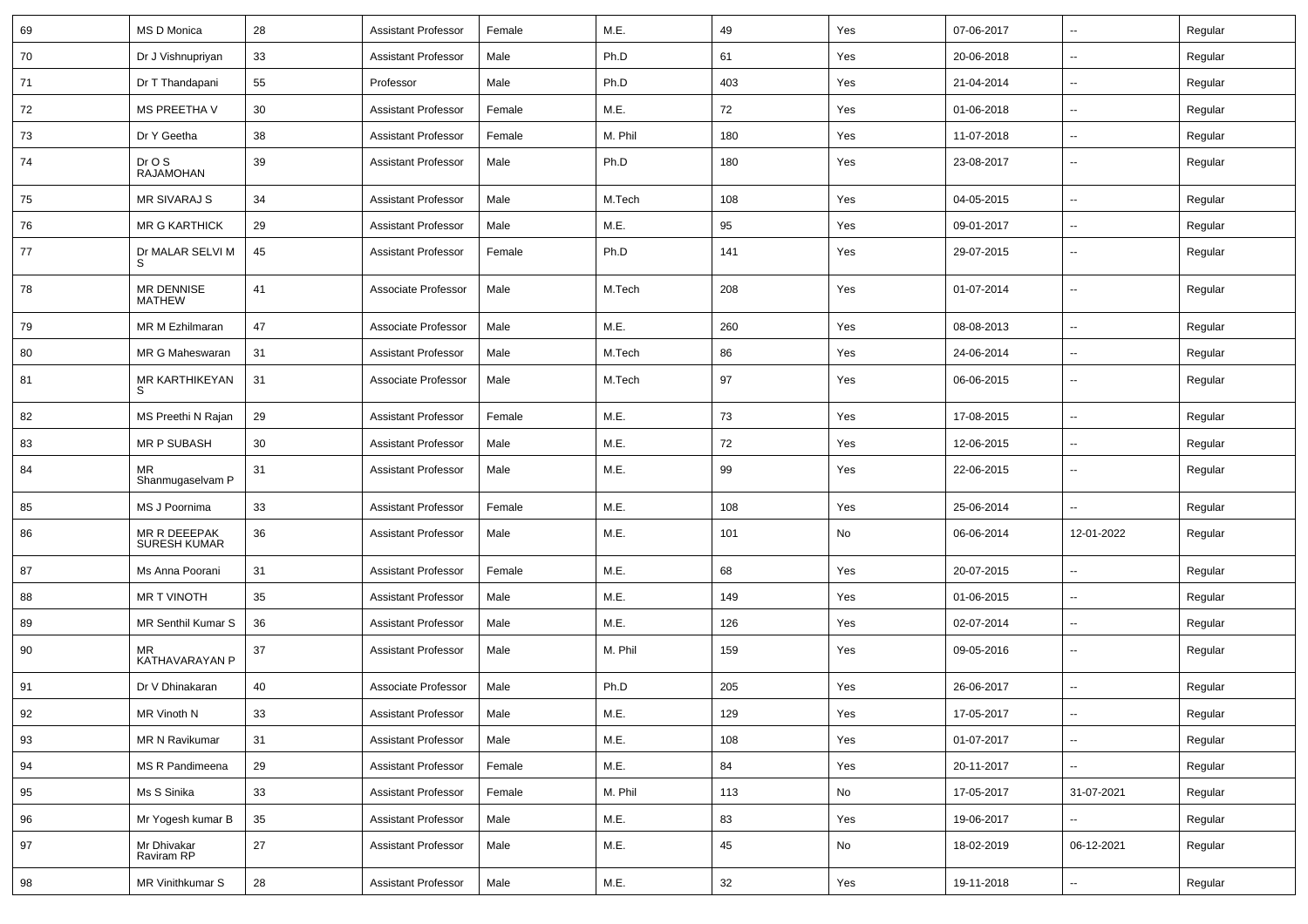| 69 | MS D Monica | 28 | Assistant Professor | Female | M.E. | 49 | Yes | 07-06-2017 | -- | Regular |
|---|---|---|---|---|---|---|---|---|---|---|
| 70 | Dr J Vishnupriyan | 33 | Assistant Professor | Male | Ph.D | 61 | Yes | 20-06-2018 | -- | Regular |
| 71 | Dr T Thandapani | 55 | Professor | Male | Ph.D | 403 | Yes | 21-04-2014 | -- | Regular |
| 72 | MS PREETHA V | 30 | Assistant Professor | Female | M.E. | 72 | Yes | 01-06-2018 | -- | Regular |
| 73 | Dr Y Geetha | 38 | Assistant Professor | Female | M. Phil | 180 | Yes | 11-07-2018 | -- | Regular |
| 74 | Dr O S RAJAMOHAN | 39 | Assistant Professor | Male | Ph.D | 180 | Yes | 23-08-2017 | -- | Regular |
| 75 | MR SIVARAJ S | 34 | Assistant Professor | Male | M.Tech | 108 | Yes | 04-05-2015 | -- | Regular |
| 76 | MR G KARTHICK | 29 | Assistant Professor | Male | M.E. | 95 | Yes | 09-01-2017 | -- | Regular |
| 77 | Dr MALAR SELVI M S | 45 | Assistant Professor | Female | Ph.D | 141 | Yes | 29-07-2015 | -- | Regular |
| 78 | MR DENNISE MATHEW | 41 | Associate Professor | Male | M.Tech | 208 | Yes | 01-07-2014 | -- | Regular |
| 79 | MR M Ezhilmaran | 47 | Associate Professor | Male | M.E. | 260 | Yes | 08-08-2013 | -- | Regular |
| 80 | MR G Maheswaran | 31 | Assistant Professor | Male | M.Tech | 86 | Yes | 24-06-2014 | -- | Regular |
| 81 | MR KARTHIKEYAN S | 31 | Associate Professor | Male | M.Tech | 97 | Yes | 06-06-2015 | -- | Regular |
| 82 | MS Preethi N Rajan | 29 | Assistant Professor | Female | M.E. | 73 | Yes | 17-08-2015 | -- | Regular |
| 83 | MR P SUBASH | 30 | Assistant Professor | Male | M.E. | 72 | Yes | 12-06-2015 | -- | Regular |
| 84 | MR Shanmugaselvam P | 31 | Assistant Professor | Male | M.E. | 99 | Yes | 22-06-2015 | -- | Regular |
| 85 | MS J Poornima | 33 | Assistant Professor | Female | M.E. | 108 | Yes | 25-06-2014 | -- | Regular |
| 86 | MR R DEEEPAK SURESH KUMAR | 36 | Assistant Professor | Male | M.E. | 101 | No | 06-06-2014 | 12-01-2022 | Regular |
| 87 | Ms Anna Poorani | 31 | Assistant Professor | Female | M.E. | 68 | Yes | 20-07-2015 | -- | Regular |
| 88 | MR T VINOTH | 35 | Assistant Professor | Male | M.E. | 149 | Yes | 01-06-2015 | -- | Regular |
| 89 | MR Senthil Kumar S | 36 | Assistant Professor | Male | M.E. | 126 | Yes | 02-07-2014 | -- | Regular |
| 90 | MR KATHAVARAYAN P | 37 | Assistant Professor | Male | M. Phil | 159 | Yes | 09-05-2016 | -- | Regular |
| 91 | Dr V Dhinakaran | 40 | Associate Professor | Male | Ph.D | 205 | Yes | 26-06-2017 | -- | Regular |
| 92 | MR Vinoth N | 33 | Assistant Professor | Male | M.E. | 129 | Yes | 17-05-2017 | -- | Regular |
| 93 | MR N Ravikumar | 31 | Assistant Professor | Male | M.E. | 108 | Yes | 01-07-2017 | -- | Regular |
| 94 | MS R Pandimeena | 29 | Assistant Professor | Female | M.E. | 84 | Yes | 20-11-2017 | -- | Regular |
| 95 | Ms S Sinika | 33 | Assistant Professor | Female | M. Phil | 113 | No | 17-05-2017 | 31-07-2021 | Regular |
| 96 | Mr Yogesh kumar B | 35 | Assistant Professor | Male | M.E. | 83 | Yes | 19-06-2017 | -- | Regular |
| 97 | Mr Dhivakar Raviram RP | 27 | Assistant Professor | Male | M.E. | 45 | No | 18-02-2019 | 06-12-2021 | Regular |
| 98 | MR Vinithkumar S | 28 | Assistant Professor | Male | M.E. | 32 | Yes | 19-11-2018 | -- | Regular |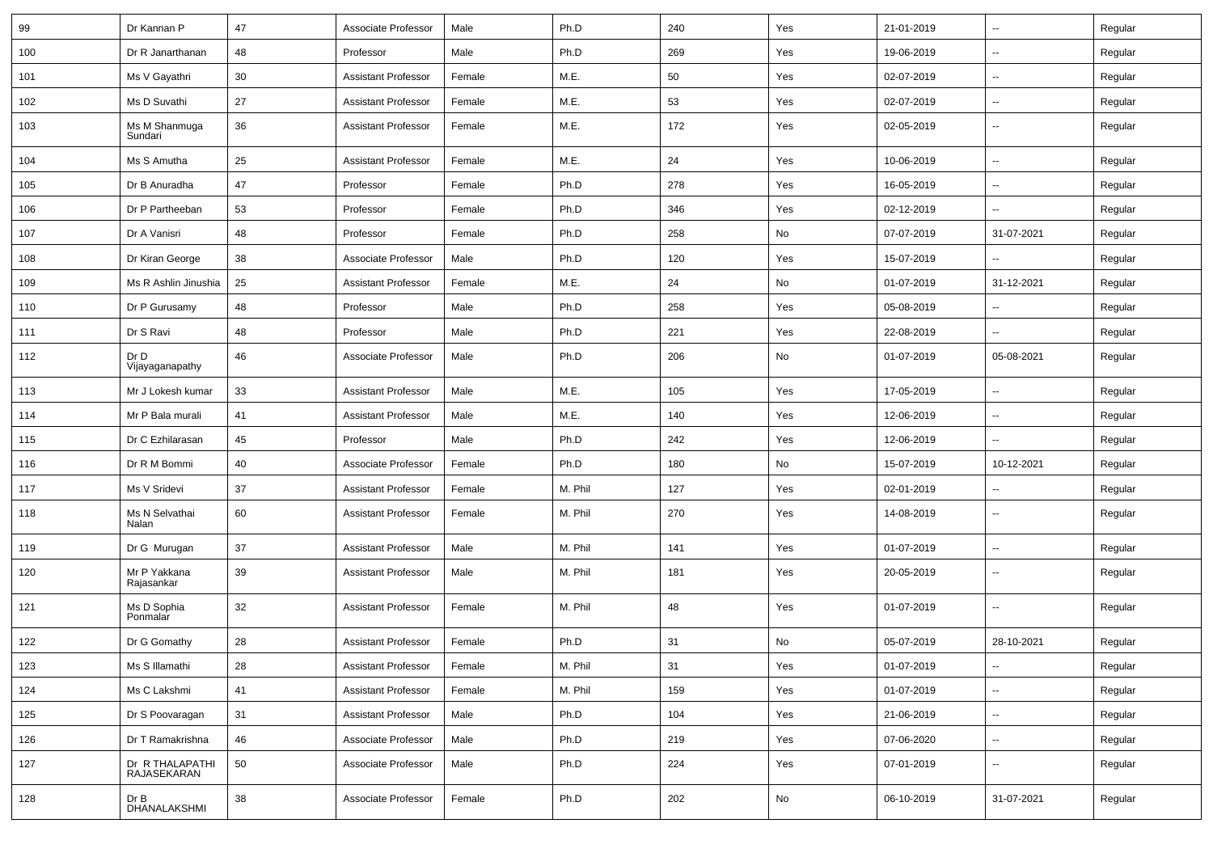| 99 | Dr Kannan P | 47 | Associate Professor | Male | Ph.D | 240 | Yes | 21-01-2019 | -- | Regular |
|---|---|---|---|---|---|---|---|---|---|---|
| 100 | Dr R Janarthanan | 48 | Professor | Male | Ph.D | 269 | Yes | 19-06-2019 | -- | Regular |
| 101 | Ms V Gayathri | 30 | Assistant Professor | Female | M.E. | 50 | Yes | 02-07-2019 | -- | Regular |
| 102 | Ms D Suvathi | 27 | Assistant Professor | Female | M.E. | 53 | Yes | 02-07-2019 | -- | Regular |
| 103 | Ms M Shanmuga Sundari | 36 | Assistant Professor | Female | M.E. | 172 | Yes | 02-05-2019 | -- | Regular |
| 104 | Ms S Amutha | 25 | Assistant Professor | Female | M.E. | 24 | Yes | 10-06-2019 | -- | Regular |
| 105 | Dr B Anuradha | 47 | Professor | Female | Ph.D | 278 | Yes | 16-05-2019 | -- | Regular |
| 106 | Dr P Partheeban | 53 | Professor | Female | Ph.D | 346 | Yes | 02-12-2019 | -- | Regular |
| 107 | Dr A Vanisri | 48 | Professor | Female | Ph.D | 258 | No | 07-07-2019 | 31-07-2021 | Regular |
| 108 | Dr Kiran George | 38 | Associate Professor | Male | Ph.D | 120 | Yes | 15-07-2019 | -- | Regular |
| 109 | Ms R Ashlin Jinushia | 25 | Assistant Professor | Female | M.E. | 24 | No | 01-07-2019 | 31-12-2021 | Regular |
| 110 | Dr P Gurusamy | 48 | Professor | Male | Ph.D | 258 | Yes | 05-08-2019 | -- | Regular |
| 111 | Dr S Ravi | 48 | Professor | Male | Ph.D | 221 | Yes | 22-08-2019 | -- | Regular |
| 112 | Dr D Vijayaganapathy | 46 | Associate Professor | Male | Ph.D | 206 | No | 01-07-2019 | 05-08-2021 | Regular |
| 113 | Mr J Lokesh kumar | 33 | Assistant Professor | Male | M.E. | 105 | Yes | 17-05-2019 | -- | Regular |
| 114 | Mr P Bala murali | 41 | Assistant Professor | Male | M.E. | 140 | Yes | 12-06-2019 | -- | Regular |
| 115 | Dr C Ezhilarasan | 45 | Professor | Male | Ph.D | 242 | Yes | 12-06-2019 | -- | Regular |
| 116 | Dr R M Bommi | 40 | Associate Professor | Female | Ph.D | 180 | No | 15-07-2019 | 10-12-2021 | Regular |
| 117 | Ms V Sridevi | 37 | Assistant Professor | Female | M. Phil | 127 | Yes | 02-01-2019 | -- | Regular |
| 118 | Ms N Selvathai Nalan | 60 | Assistant Professor | Female | M. Phil | 270 | Yes | 14-08-2019 | -- | Regular |
| 119 | Dr G Murugan | 37 | Assistant Professor | Male | M. Phil | 141 | Yes | 01-07-2019 | -- | Regular |
| 120 | Mr P Yakkana Rajasankar | 39 | Assistant Professor | Male | M. Phil | 181 | Yes | 20-05-2019 | -- | Regular |
| 121 | Ms D Sophia Ponmalar | 32 | Assistant Professor | Female | M. Phil | 48 | Yes | 01-07-2019 | -- | Regular |
| 122 | Dr G Gomathy | 28 | Assistant Professor | Female | Ph.D | 31 | No | 05-07-2019 | 28-10-2021 | Regular |
| 123 | Ms S Illamathi | 28 | Assistant Professor | Female | M. Phil | 31 | Yes | 01-07-2019 | -- | Regular |
| 124 | Ms C Lakshmi | 41 | Assistant Professor | Female | M. Phil | 159 | Yes | 01-07-2019 | -- | Regular |
| 125 | Dr S Poovaragan | 31 | Assistant Professor | Male | Ph.D | 104 | Yes | 21-06-2019 | -- | Regular |
| 126 | Dr T Ramakrishna | 46 | Associate Professor | Male | Ph.D | 219 | Yes | 07-06-2020 | -- | Regular |
| 127 | Dr R THALAPATHI RAJASEKARAN | 50 | Associate Professor | Male | Ph.D | 224 | Yes | 07-01-2019 | -- | Regular |
| 128 | Dr B DHANALAKSHMI | 38 | Associate Professor | Female | Ph.D | 202 | No | 06-10-2019 | 31-07-2021 | Regular |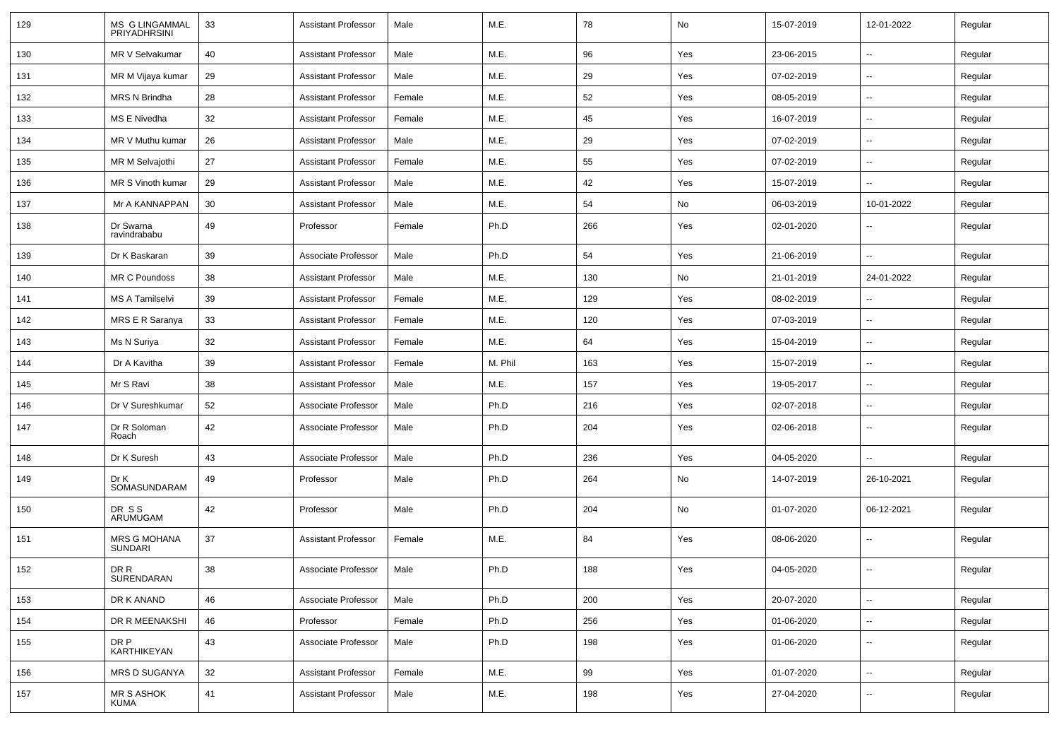| 129 | MS G LINGAMMAL PRIYADHRSINI | 33 | Assistant Professor | Male | M.E. | 78 | No | 15-07-2019 | 12-01-2022 | Regular |
|---|---|---|---|---|---|---|---|---|---|---|
| 130 | MR V Selvakumar | 40 | Assistant Professor | Male | M.E. | 96 | Yes | 23-06-2015 | -- | Regular |
| 131 | MR M Vijaya kumar | 29 | Assistant Professor | Male | M.E. | 29 | Yes | 07-02-2019 | -- | Regular |
| 132 | MRS N Brindha | 28 | Assistant Professor | Female | M.E. | 52 | Yes | 08-05-2019 | -- | Regular |
| 133 | MS E Nivedha | 32 | Assistant Professor | Female | M.E. | 45 | Yes | 16-07-2019 | -- | Regular |
| 134 | MR V Muthu kumar | 26 | Assistant Professor | Male | M.E. | 29 | Yes | 07-02-2019 | -- | Regular |
| 135 | MR M Selvajothi | 27 | Assistant Professor | Female | M.E. | 55 | Yes | 07-02-2019 | -- | Regular |
| 136 | MR S Vinoth kumar | 29 | Assistant Professor | Male | M.E. | 42 | Yes | 15-07-2019 | -- | Regular |
| 137 | Mr A KANNAPPAN | 30 | Assistant Professor | Male | M.E. | 54 | No | 06-03-2019 | 10-01-2022 | Regular |
| 138 | Dr Swarna ravindrababu | 49 | Professor | Female | Ph.D | 266 | Yes | 02-01-2020 | -- | Regular |
| 139 | Dr K Baskaran | 39 | Associate Professor | Male | Ph.D | 54 | Yes | 21-06-2019 | -- | Regular |
| 140 | MR C Poundoss | 38 | Assistant Professor | Male | M.E. | 130 | No | 21-01-2019 | 24-01-2022 | Regular |
| 141 | MS A Tamilselvi | 39 | Assistant Professor | Female | M.E. | 129 | Yes | 08-02-2019 | -- | Regular |
| 142 | MRS E R Saranya | 33 | Assistant Professor | Female | M.E. | 120 | Yes | 07-03-2019 | -- | Regular |
| 143 | Ms N Suriya | 32 | Assistant Professor | Female | M.E. | 64 | Yes | 15-04-2019 | -- | Regular |
| 144 | Dr A Kavitha | 39 | Assistant Professor | Female | M. Phil | 163 | Yes | 15-07-2019 | -- | Regular |
| 145 | Mr S Ravi | 38 | Assistant Professor | Male | M.E. | 157 | Yes | 19-05-2017 | -- | Regular |
| 146 | Dr V Sureshkumar | 52 | Associate Professor | Male | Ph.D | 216 | Yes | 02-07-2018 | -- | Regular |
| 147 | Dr R Soloman Roach | 42 | Associate Professor | Male | Ph.D | 204 | Yes | 02-06-2018 | -- | Regular |
| 148 | Dr K Suresh | 43 | Associate Professor | Male | Ph.D | 236 | Yes | 04-05-2020 | -- | Regular |
| 149 | Dr K SOMASUNDARAM | 49 | Professor | Male | Ph.D | 264 | No | 14-07-2019 | 26-10-2021 | Regular |
| 150 | DR S S ARUMUGAM | 42 | Professor | Male | Ph.D | 204 | No | 01-07-2020 | 06-12-2021 | Regular |
| 151 | MRS G MOHANA SUNDARI | 37 | Assistant Professor | Female | M.E. | 84 | Yes | 08-06-2020 | -- | Regular |
| 152 | DR R SURENDARAN | 38 | Associate Professor | Male | Ph.D | 188 | Yes | 04-05-2020 | -- | Regular |
| 153 | DR K ANAND | 46 | Associate Professor | Male | Ph.D | 200 | Yes | 20-07-2020 | -- | Regular |
| 154 | DR R MEENAKSHI | 46 | Professor | Female | Ph.D | 256 | Yes | 01-06-2020 | -- | Regular |
| 155 | DR P KARTHIKEYAN | 43 | Associate Professor | Male | Ph.D | 198 | Yes | 01-06-2020 | -- | Regular |
| 156 | MRS D SUGANYA | 32 | Assistant Professor | Female | M.E. | 99 | Yes | 01-07-2020 | -- | Regular |
| 157 | MR S ASHOK KUMA | 41 | Assistant Professor | Male | M.E. | 198 | Yes | 27-04-2020 | -- | Regular |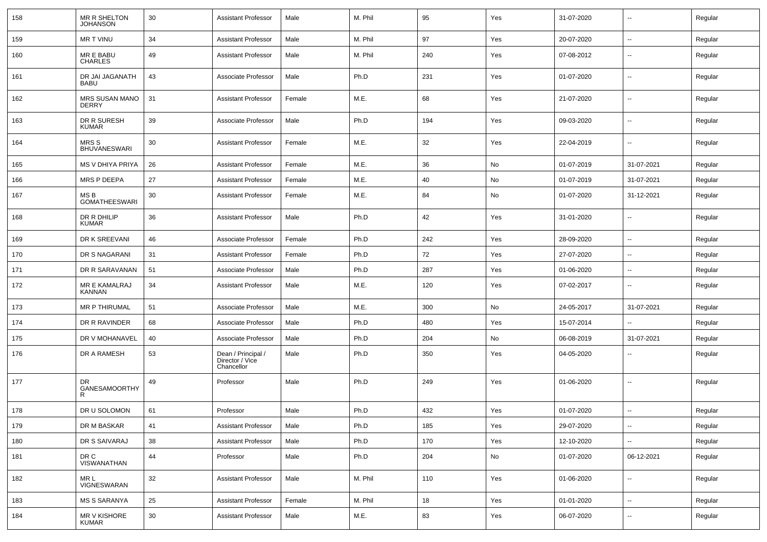| 158 | MR R SHELTON JOHANSON | 30 | Assistant Professor | Male | M. Phil | 95 | Yes | 31-07-2020 | -- | Regular |
|---|---|---|---|---|---|---|---|---|---|---|
| 159 | MR T VINU | 34 | Assistant Professor | Male | M. Phil | 97 | Yes | 20-07-2020 | -- | Regular |
| 160 | MR E BABU CHARLES | 49 | Assistant Professor | Male | M. Phil | 240 | Yes | 07-08-2012 | -- | Regular |
| 161 | DR JAI JAGANATH BABU | 43 | Associate Professor | Male | Ph.D | 231 | Yes | 01-07-2020 | -- | Regular |
| 162 | MRS SUSAN MANO DERRY | 31 | Assistant Professor | Female | M.E. | 68 | Yes | 21-07-2020 | -- | Regular |
| 163 | DR R SURESH KUMAR | 39 | Associate Professor | Male | Ph.D | 194 | Yes | 09-03-2020 | -- | Regular |
| 164 | MRS S BHUVANESWARI | 30 | Assistant Professor | Female | M.E. | 32 | Yes | 22-04-2019 | -- | Regular |
| 165 | MS V DHIYA PRIYA | 26 | Assistant Professor | Female | M.E. | 36 | No | 01-07-2019 | 31-07-2021 | Regular |
| 166 | MRS P DEEPA | 27 | Assistant Professor | Female | M.E. | 40 | No | 01-07-2019 | 31-07-2021 | Regular |
| 167 | MS B GOMATHEESWARI | 30 | Assistant Professor | Female | M.E. | 84 | No | 01-07-2020 | 31-12-2021 | Regular |
| 168 | DR R DHILIP KUMAR | 36 | Assistant Professor | Male | Ph.D | 42 | Yes | 31-01-2020 | -- | Regular |
| 169 | DR K SREEVANI | 46 | Associate Professor | Female | Ph.D | 242 | Yes | 28-09-2020 | -- | Regular |
| 170 | DR S NAGARANI | 31 | Assistant Professor | Female | Ph.D | 72 | Yes | 27-07-2020 | -- | Regular |
| 171 | DR R SARAVANAN | 51 | Associate Professor | Male | Ph.D | 287 | Yes | 01-06-2020 | -- | Regular |
| 172 | MR E KAMALRAJ KANNAN | 34 | Assistant Professor | Male | M.E. | 120 | Yes | 07-02-2017 | -- | Regular |
| 173 | MR P THIRUMAL | 51 | Associate Professor | Male | M.E. | 300 | No | 24-05-2017 | 31-07-2021 | Regular |
| 174 | DR R RAVINDER | 68 | Associate Professor | Male | Ph.D | 480 | Yes | 15-07-2014 | -- | Regular |
| 175 | DR V MOHANAVEL | 40 | Associate Professor | Male | Ph.D | 204 | No | 06-08-2019 | 31-07-2021 | Regular |
| 176 | DR A RAMESH | 53 | Dean / Principal / Director / Vice Chancellor | Male | Ph.D | 350 | Yes | 04-05-2020 | -- | Regular |
| 177 | DR GANESAMOORTHY R | 49 | Professor | Male | Ph.D | 249 | Yes | 01-06-2020 | -- | Regular |
| 178 | DR U SOLOMON | 61 | Professor | Male | Ph.D | 432 | Yes | 01-07-2020 | -- | Regular |
| 179 | DR M BASKAR | 41 | Assistant Professor | Male | Ph.D | 185 | Yes | 29-07-2020 | -- | Regular |
| 180 | DR S SAIVARAJ | 38 | Assistant Professor | Male | Ph.D | 170 | Yes | 12-10-2020 | -- | Regular |
| 181 | DR C VISWANATHAN | 44 | Professor | Male | Ph.D | 204 | No | 01-07-2020 | 06-12-2021 | Regular |
| 182 | MR L VIGNESWARAN | 32 | Assistant Professor | Male | M. Phil | 110 | Yes | 01-06-2020 | -- | Regular |
| 183 | MS S SARANYA | 25 | Assistant Professor | Female | M. Phil | 18 | Yes | 01-01-2020 | -- | Regular |
| 184 | MR V KISHORE KUMAR | 30 | Assistant Professor | Male | M.E. | 83 | Yes | 06-07-2020 | -- | Regular |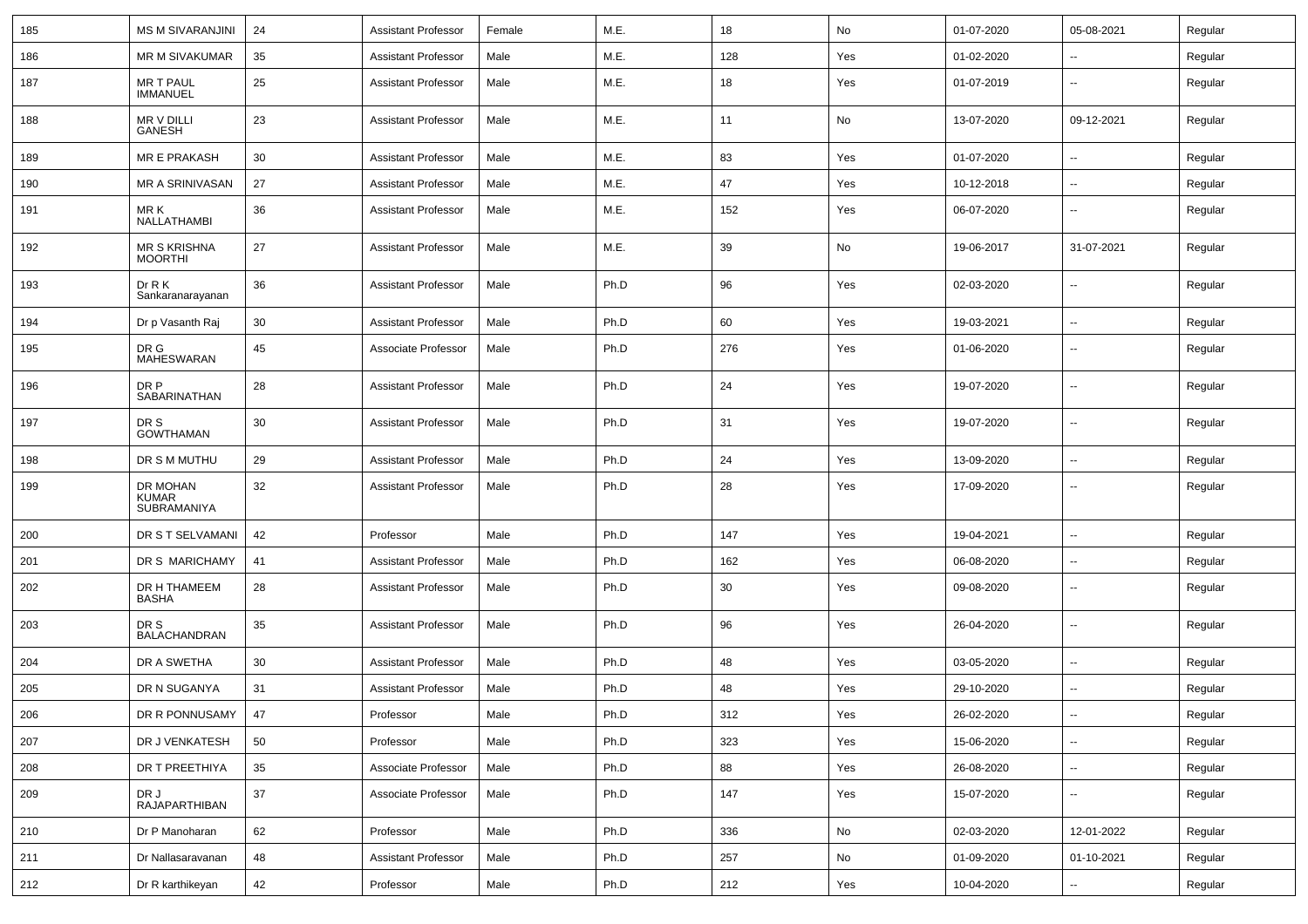| 185 | MS M SIVARANJINI | 24 | Assistant Professor | Female | M.E. | 18 | No | 01-07-2020 | 05-08-2021 | Regular |
|---|---|---|---|---|---|---|---|---|---|---|
| 186 | MR M SIVAKUMAR | 35 | Assistant Professor | Male | M.E. | 128 | Yes | 01-02-2020 | -- | Regular |
| 187 | MR T PAUL IMMANUEL | 25 | Assistant Professor | Male | M.E. | 18 | Yes | 01-07-2019 | -- | Regular |
| 188 | MR V DILLI GANESH | 23 | Assistant Professor | Male | M.E. | 11 | No | 13-07-2020 | 09-12-2021 | Regular |
| 189 | MR E PRAKASH | 30 | Assistant Professor | Male | M.E. | 83 | Yes | 01-07-2020 | -- | Regular |
| 190 | MR A SRINIVASAN | 27 | Assistant Professor | Male | M.E. | 47 | Yes | 10-12-2018 | -- | Regular |
| 191 | MR K NALLATHAMBI | 36 | Assistant Professor | Male | M.E. | 152 | Yes | 06-07-2020 | -- | Regular |
| 192 | MR S KRISHNA MOORTHI | 27 | Assistant Professor | Male | M.E. | 39 | No | 19-06-2017 | 31-07-2021 | Regular |
| 193 | Dr R K Sankaranarayanan | 36 | Assistant Professor | Male | Ph.D | 96 | Yes | 02-03-2020 | -- | Regular |
| 194 | Dr p Vasanth Raj | 30 | Assistant Professor | Male | Ph.D | 60 | Yes | 19-03-2021 | -- | Regular |
| 195 | DR G MAHESWARAN | 45 | Associate Professor | Male | Ph.D | 276 | Yes | 01-06-2020 | -- | Regular |
| 196 | DR P SABARINATHAN | 28 | Assistant Professor | Male | Ph.D | 24 | Yes | 19-07-2020 | -- | Regular |
| 197 | DR S GOWTHAMAN | 30 | Assistant Professor | Male | Ph.D | 31 | Yes | 19-07-2020 | -- | Regular |
| 198 | DR S M MUTHU | 29 | Assistant Professor | Male | Ph.D | 24 | Yes | 13-09-2020 | -- | Regular |
| 199 | DR MOHAN KUMAR SUBRAMANIYA | 32 | Assistant Professor | Male | Ph.D | 28 | Yes | 17-09-2020 | -- | Regular |
| 200 | DR S T SELVAMANI | 42 | Professor | Male | Ph.D | 147 | Yes | 19-04-2021 | -- | Regular |
| 201 | DR S MARICHAMY | 41 | Assistant Professor | Male | Ph.D | 162 | Yes | 06-08-2020 | -- | Regular |
| 202 | DR H THAMEEM BASHA | 28 | Assistant Professor | Male | Ph.D | 30 | Yes | 09-08-2020 | -- | Regular |
| 203 | DR S BALACHANDRAN | 35 | Assistant Professor | Male | Ph.D | 96 | Yes | 26-04-2020 | -- | Regular |
| 204 | DR A SWETHA | 30 | Assistant Professor | Male | Ph.D | 48 | Yes | 03-05-2020 | -- | Regular |
| 205 | DR N SUGANYA | 31 | Assistant Professor | Male | Ph.D | 48 | Yes | 29-10-2020 | -- | Regular |
| 206 | DR R PONNUSAMY | 47 | Professor | Male | Ph.D | 312 | Yes | 26-02-2020 | -- | Regular |
| 207 | DR J VENKATESH | 50 | Professor | Male | Ph.D | 323 | Yes | 15-06-2020 | -- | Regular |
| 208 | DR T PREETHIYA | 35 | Associate Professor | Male | Ph.D | 88 | Yes | 26-08-2020 | -- | Regular |
| 209 | DR J RAJAPARTHIBAN | 37 | Associate Professor | Male | Ph.D | 147 | Yes | 15-07-2020 | -- | Regular |
| 210 | Dr P Manoharan | 62 | Professor | Male | Ph.D | 336 | No | 02-03-2020 | 12-01-2022 | Regular |
| 211 | Dr Nallasaravanan | 48 | Assistant Professor | Male | Ph.D | 257 | No | 01-09-2020 | 01-10-2021 | Regular |
| 212 | Dr R karthikeyan | 42 | Professor | Male | Ph.D | 212 | Yes | 10-04-2020 | -- | Regular |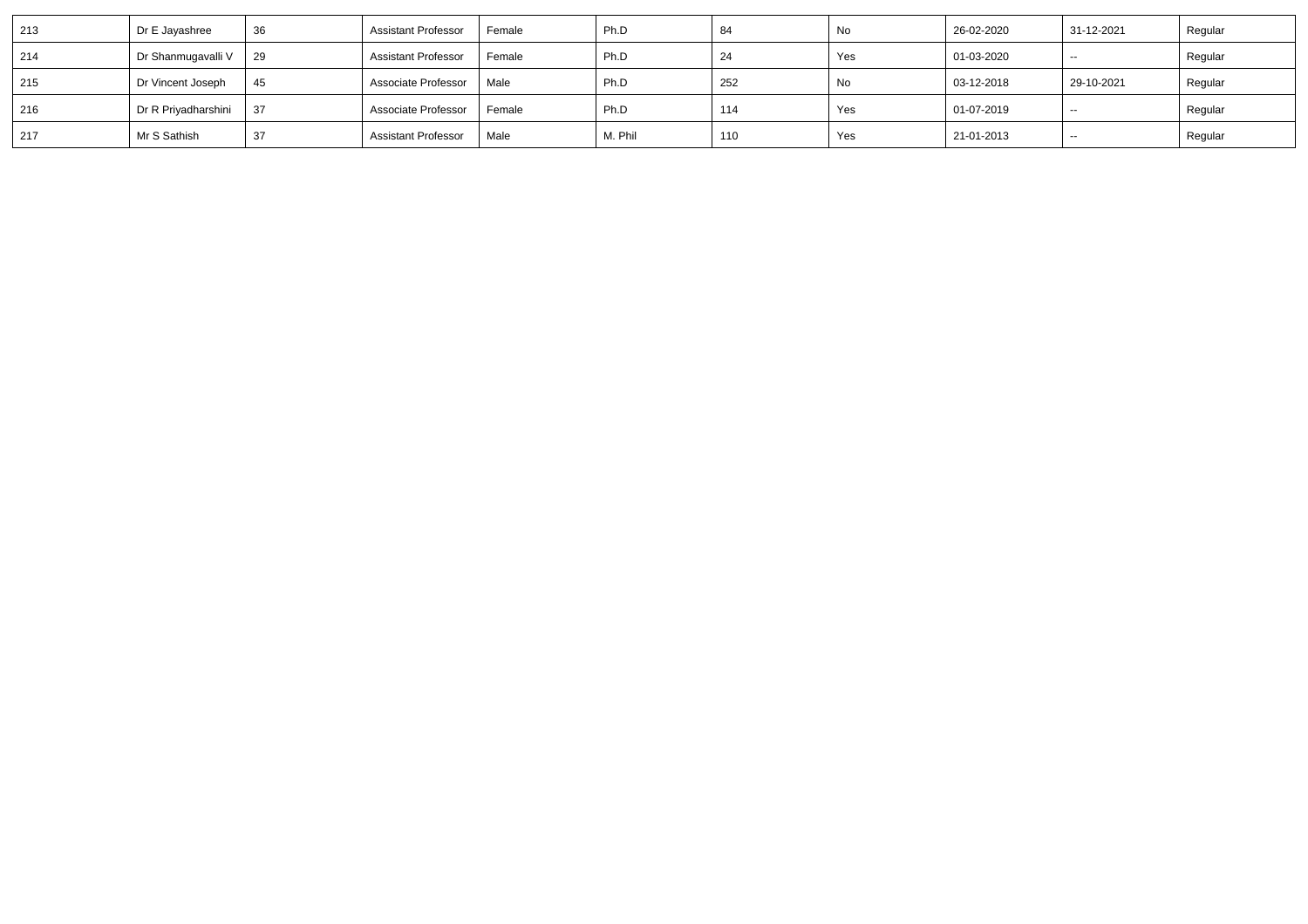| | | | | | | | | | | |
|---|---|---|---|---|---|---|---|---|---|---|
| 213 | Dr E Jayashree | 36 | Assistant Professor | Female | Ph.D | 84 | No | 26-02-2020 | 31-12-2021 | Regular |
| 214 | Dr Shanmugavalli V | 29 | Assistant Professor | Female | Ph.D | 24 | Yes | 01-03-2020 | -- | Regular |
| 215 | Dr Vincent Joseph | 45 | Associate Professor | Male | Ph.D | 252 | No | 03-12-2018 | 29-10-2021 | Regular |
| 216 | Dr R Priyadharshini | 37 | Associate Professor | Female | Ph.D | 114 | Yes | 01-07-2019 | -- | Regular |
| 217 | Mr S Sathish | 37 | Assistant Professor | Male | M. Phil | 110 | Yes | 21-01-2013 | -- | Regular |